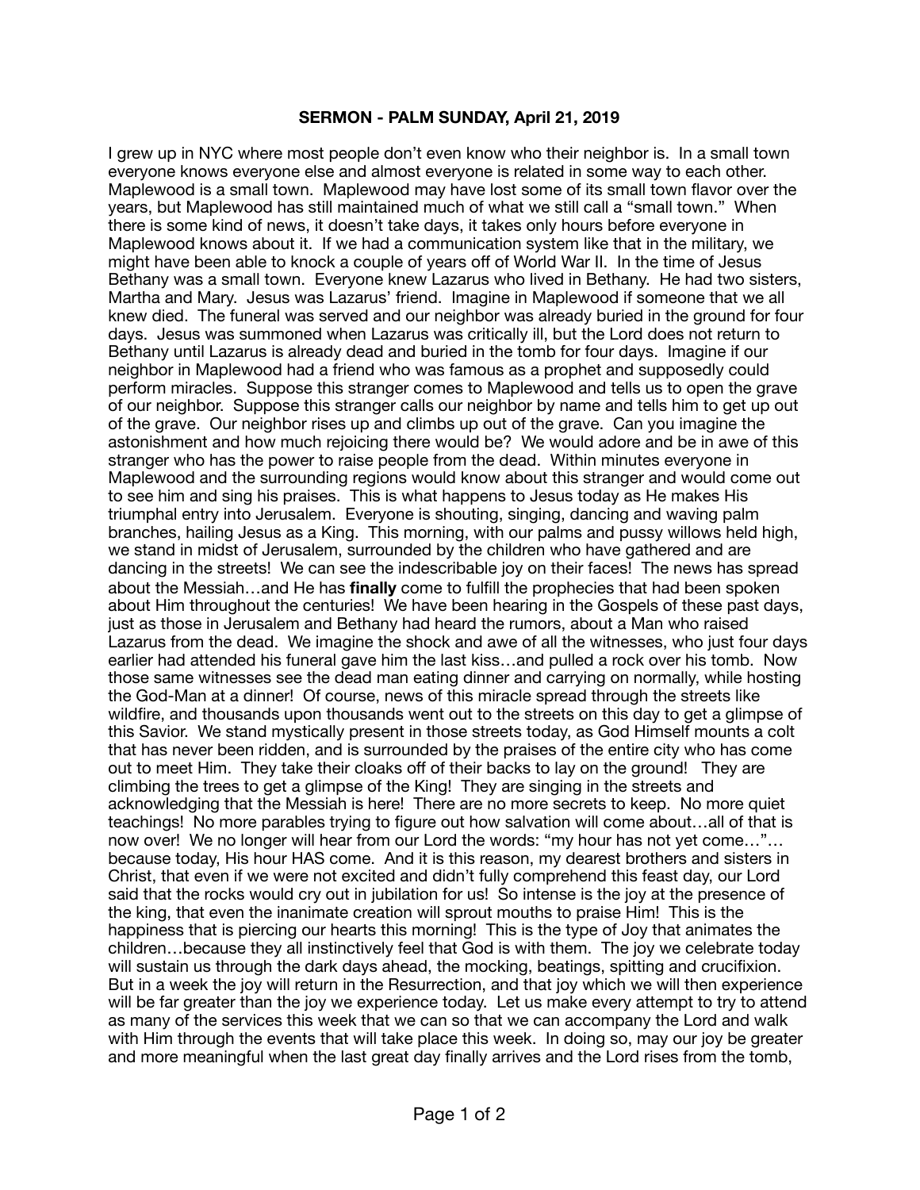# SERMON - PALM SUNDAY, April 21, 2019

I grew up in NYC where most people don't even know who their neighbor is. In a small town everyone knows everyone else and almost everyone is related in some way to each other. Maplewood is a small town. Maplewood may have lost some of its small town flavor over the years, but Maplewood has still maintained much of what we still call a "small town." When there is some kind of news, it doesn't take days, it takes only hours before everyone in Maplewood knows about it. If we had a communication system like that in the military, we might have been able to knock a couple of years off of World War II. In the time of Jesus Bethany was a small town. Everyone knew Lazarus who lived in Bethany. He had two sisters, Martha and Mary. Jesus was Lazarus' friend. Imagine in Maplewood if someone that we all knew died. The funeral was served and our neighbor was already buried in the ground for four days. Jesus was summoned when Lazarus was critically ill, but the Lord does not return to Bethany until Lazarus is already dead and buried in the tomb for four days. Imagine if our neighbor in Maplewood had a friend who was famous as a prophet and supposedly could perform miracles. Suppose this stranger comes to Maplewood and tells us to open the grave of our neighbor. Suppose this stranger calls our neighbor by name and tells him to get up out of the grave. Our neighbor rises up and climbs up out of the grave. Can you imagine the astonishment and how much rejoicing there would be? We would adore and be in awe of this stranger who has the power to raise people from the dead. Within minutes everyone in Maplewood and the surrounding regions would know about this stranger and would come out to see him and sing his praises. This is what happens to Jesus today as He makes His triumphal entry into Jerusalem. Everyone is shouting, singing, dancing and waving palm branches, hailing Jesus as a King. This morning, with our palms and pussy willows held high, we stand in midst of Jerusalem, surrounded by the children who have gathered and are dancing in the streets! We can see the indescribable joy on their faces! The news has spread about the Messiah…and He has **finally** come to fulfill the prophecies that had been spoken about Him throughout the centuries! We have been hearing in the Gospels of these past days, just as those in Jerusalem and Bethany had heard the rumors, about a Man who raised Lazarus from the dead. We imagine the shock and awe of all the witnesses, who just four days earlier had attended his funeral gave him the last kiss…and pulled a rock over his tomb. Now those same witnesses see the dead man eating dinner and carrying on normally, while hosting the God-Man at a dinner! Of course, news of this miracle spread through the streets like wildfire, and thousands upon thousands went out to the streets on this day to get a glimpse of this Savior. We stand mystically present in those streets today, as God Himself mounts a colt that has never been ridden, and is surrounded by the praises of the entire city who has come out to meet Him. They take their cloaks off of their backs to lay on the ground! They are climbing the trees to get a glimpse of the King! They are singing in the streets and acknowledging that the Messiah is here! There are no more secrets to keep. No more quiet teachings! No more parables trying to figure out how salvation will come about…all of that is now over! We no longer will hear from our Lord the words: "my hour has not yet come…"… because today, His hour HAS come. And it is this reason, my dearest brothers and sisters in Christ, that even if we were not excited and didn't fully comprehend this feast day, our Lord said that the rocks would cry out in jubilation for us! So intense is the joy at the presence of the king, that even the inanimate creation will sprout mouths to praise Him! This is the happiness that is piercing our hearts this morning! This is the type of Joy that animates the children…because they all instinctively feel that God is with them. The joy we celebrate today will sustain us through the dark days ahead, the mocking, beatings, spitting and crucifixion. But in a week the joy will return in the Resurrection, and that joy which we will then experience will be far greater than the joy we experience today. Let us make every attempt to try to attend as many of the services this week that we can so that we can accompany the Lord and walk with Him through the events that will take place this week. In doing so, may our joy be greater and more meaningful when the last great day finally arrives and the Lord rises from the tomb,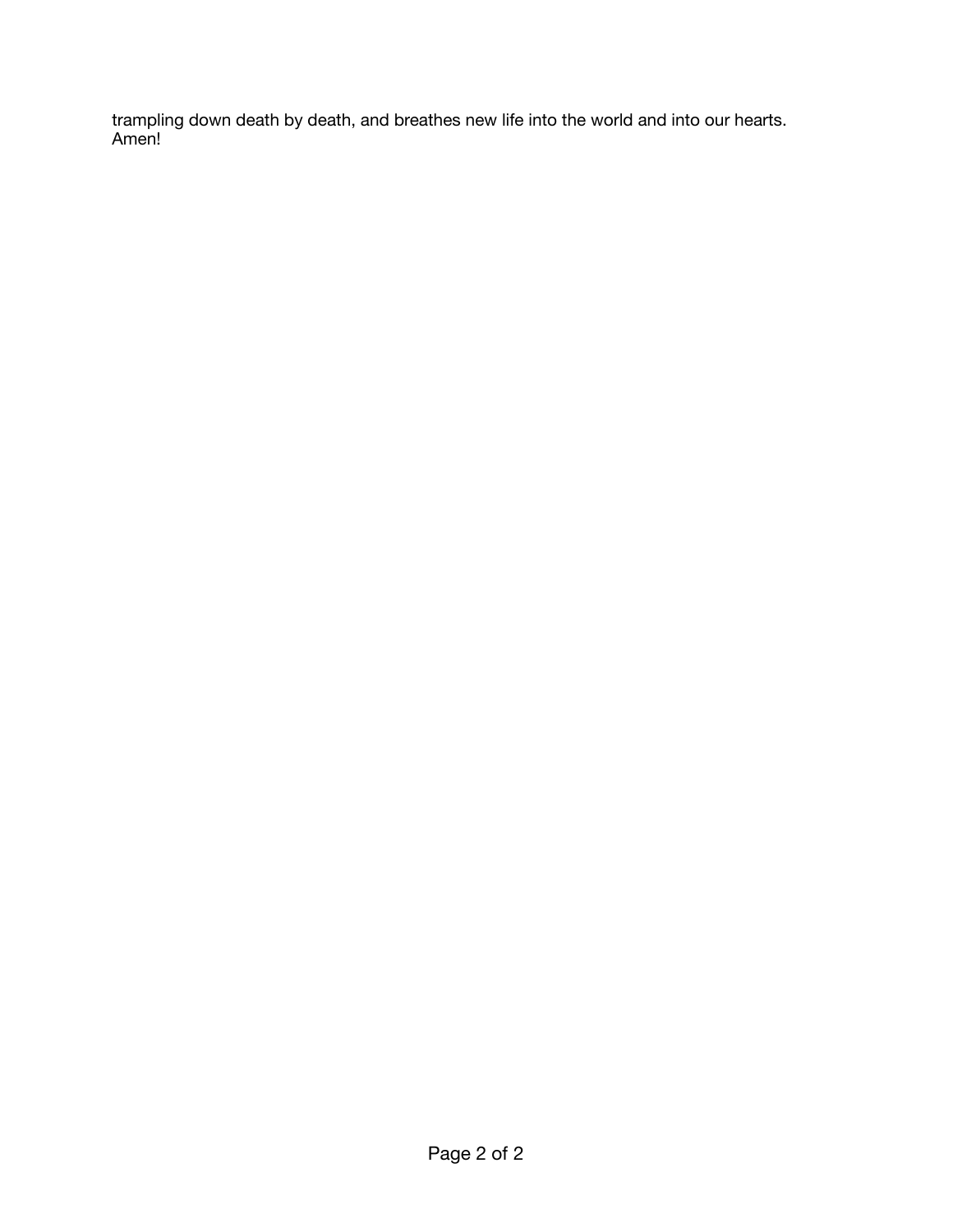trampling down death by death, and breathes new life into the world and into our hearts.
Amen!